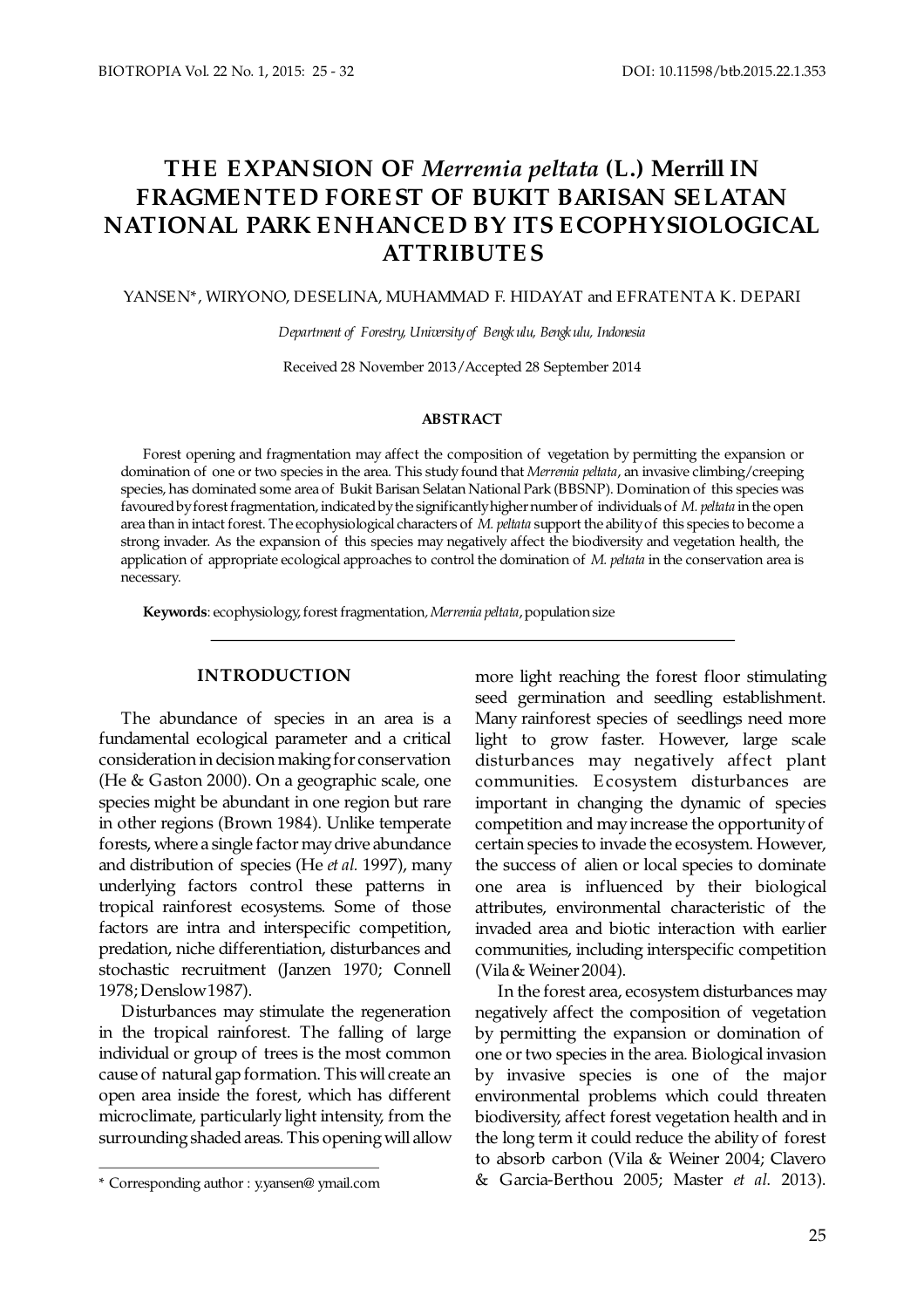# THE EXPANSION OF *Merremia peltata* (L.) Merrill IN FRAGMENTED FOREST OF BUKIT BARISAN SELATAN NATIONAL PARK ENHANCED BY ITS ECOPHYSIOLOGICAL ATTRIBUTES

YANSEN*, WIRYONO, DESELINA, MUHAMMAD F. HIDAYAT and EFRATENTA K. DEPARI

*Department of Forestry, University of Bengkulu, Bengkulu, Indonesia*

Received 28 November 2013/Accepted 28 September 2014

#### ABSTRACT

Forest opening and fragmentation may affect the composition of vegetation by permitting the expansion or domination of one or two species in the area. This study found that *Merremia peltata*, an invasive climbing/creeping species, has dominated some area of Bukit Barisan Selatan National Park (BBSNP). Domination of this species was favoured by forest fragmentation, indicated by the significantly higher number of individuals of *M. peltata* in the open area than in intact forest. The ecophysiological characters of *M. peltata* support the ability of this species to become a strong invader. As the expansion of this species may negatively affect the biodiversity and vegetation health, the application of appropriate ecological approaches to control the domination of *M. peltata* in the conservation area is necessary.

**Keywords**: ecophysiology, forest fragmentation, *Merremia peltata*, population size

## INTRODUCTION

The abundance of species in an area is a fundamental ecological parameter and a critical consideration in decision making for conservation (He & Gaston 2000). On a geographic scale, one species might be abundant in one region but rare in other regions (Brown 1984). Unlike temperate forests, where a single factor may drive abundance and distribution of species (He *et al.* 1997), many underlying factors control these patterns in tropical rainforest ecosystems. Some of those factors are intra and interspecific competition, predation, niche differentiation, disturbances and stochastic recruitment (Janzen 1970; Connell 1978; Denslow 1987).

Disturbances may stimulate the regeneration in the tropical rainforest. The falling of large individual or group of trees is the most common cause of natural gap formation. This will create an open area inside the forest, which has different microclimate, particularly light intensity, from the surrounding shaded areas. This opening will allow more light reaching the forest floor stimulating seed germination and seedling establishment. Many rainforest species of seedlings need more light to grow faster. However, large scale disturbances may negatively affect plant communities. Ecosystem disturbances are important in changing the dynamic of species competition and may increase the opportunity of certain species to invade the ecosystem. However, the success of alien or local species to dominate one area is influenced by their biological attributes, environmental characteristic of the invaded area and biotic interaction with earlier communities, including interspecific competition (Vila & Weiner 2004).

In the forest area, ecosystem disturbances may negatively affect the composition of vegetation by permitting the expansion or domination of one or two species in the area. Biological invasion by invasive species is one of the major environmental problems which could threaten biodiversity, affect forest vegetation health and in the long term it could reduce the ability of forest to absorb carbon (Vila & Weiner 2004; Clavero & Garcia-Berthou 2005; Master *et al*. 2013).

\* Corresponding author : y.yansen@ ymail.com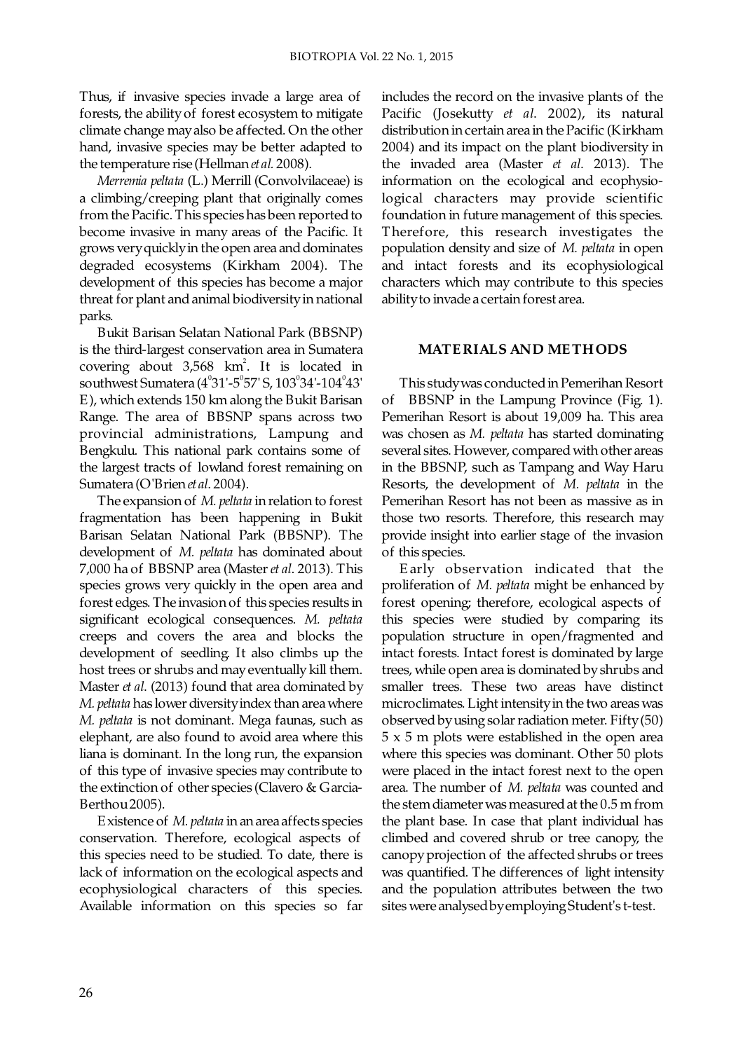Thus, if invasive species invade a large area of forests, the ability of forest ecosystem to mitigate climate change may also be affected. On the other hand, invasive species may be better adapted to the temperature rise (Hellman *et al.* 2008).

*Merremia peltata* (L.) Merrill (Convolvilaceae) is a climbing/creeping plant that originally comes from the Pacific. This species has been reported to become invasive in many areas of the Pacific. It grows very quickly in the open area and dominates degraded ecosystems (Kirkham 2004). The development of this species has become a major threat for plant and animal biodiversity in national parks.

Bukit Barisan Selatan National Park (BBSNP) is the third-largest conservation area in Sumatera covering about 3,568 km$^2$. It is located in southwest Sumatera (4$^0$31'-5$^0$57' S, 103$^0$34'-104$^0$43' E), which extends 150 km along the Bukit Barisan Range. The area of BBSNP spans across two provincial administrations, Lampung and Bengkulu. This national park contains some of the largest tracts of lowland forest remaining on Sumatera (O'Brien *et al.* 2004).

The expansion of *M. peltata* in relation to forest fragmentation has been happening in Bukit Barisan Selatan National Park (BBSNP). The development of *M. peltata* has dominated about 7,000 ha of BBSNP area (Master *et al.* 2013). This species grows very quickly in the open area and forest edges. The invasion of this species results in significant ecological consequences. *M. peltata* creeps and covers the area and blocks the development of seedling. It also climbs up the host trees or shrubs and may eventually kill them. Master *et al.* (2013) found that area dominated by *M. peltata* has lower diversity index than area where *M. peltata* is not dominant. Mega faunas, such as elephant, are also found to avoid area where this liana is dominant. In the long run, the expansion of this type of invasive species may contribute to the extinction of other species (Clavero & Garcia-Berthou 2005).

Existence of *M. peltata* in an area affects species conservation. Therefore, ecological aspects of this species need to be studied. To date, there is lack of information on the ecological aspects and ecophysiological characters of this species. Available information on this species so far includes the record on the invasive plants of the Pacific (Josekutty *et al.* 2002), its natural distribution in certain area in the Pacific (Kirkham 2004) and its impact on the plant biodiversity in the invaded area (Master *et al.* 2013). The information on the ecological and ecophysiological characters may provide scientific foundation in future management of this species. Therefore, this research investigates the population density and size of *M. peltata* in open and intact forests and its ecophysiological characters which may contribute to this species ability to invade a certain forest area.

## MATERIALS AND METHODS

This study was conducted in Pemerihan Resort of BBSNP in the Lampung Province (Fig. 1). Pemerihan Resort is about 19,009 ha. This area was chosen as *M. peltata* has started dominating several sites. However, compared with other areas in the BBSNP, such as Tampang and Way Haru Resorts, the development of *M. peltata* in the Pemerihan Resort has not been as massive as in those two resorts. Therefore, this research may provide insight into earlier stage of the invasion of this species.

Early observation indicated that the proliferation of *M. peltata* might be enhanced by forest opening; therefore, ecological aspects of this species were studied by comparing its population structure in open/fragmented and intact forests. Intact forest is dominated by large trees, while open area is dominated by shrubs and smaller trees. These two areas have distinct microclimates. Light intensity in the two areas was observed by using solar radiation meter. Fifty (50) 5 x 5 m plots were established in the open area where this species was dominant. Other 50 plots were placed in the intact forest next to the open area. The number of *M. peltata* was counted and the stem diameter was measured at the 0.5 m from the plant base. In case that plant individual has climbed and covered shrub or tree canopy, the canopy projection of the affected shrubs or trees was quantified. The differences of light intensity and the population attributes between the two sites were analysed by employing Student's t-test.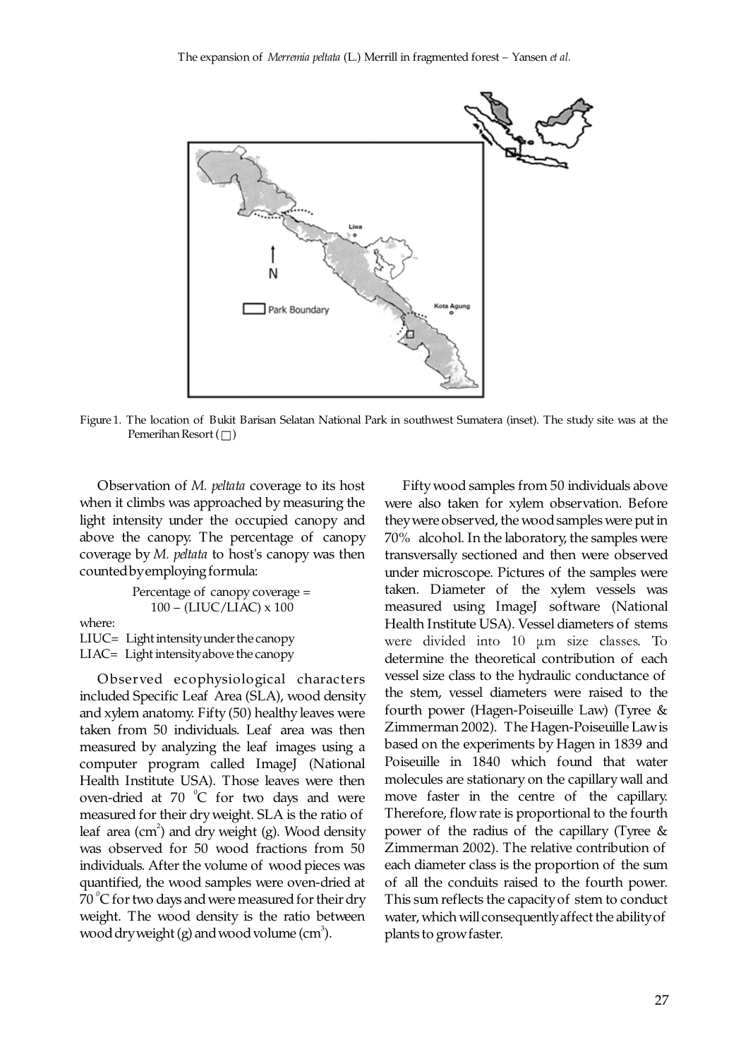Figure 1. The location of Bukit Barisan Selatan National Park in southwest Sumatera (inset). The study site was at the Pemerihan Resort (□)

Observation of *M. peltata* coverage to its host when it climbs was approached by measuring the light intensity under the occupied canopy and above the canopy. The percentage of canopy coverage by *M. peltata* to host's canopy was then counted by employing formula:

$$\text{Percentage of canopy coverage} = 100 - (\text{LIUC}/\text{LIAC}) \times 100$$

where:
LIUC= Light intensity under the canopy
LIAC= Light intensity above the canopy

Observed ecophysiological characters included Specific Leaf Area (SLA), wood density and xylem anatomy. Fifty (50) healthy leaves were taken from 50 individuals. Leaf area was then measured by analyzing the leaf images using a computer program called ImageJ (National Health Institute USA). Those leaves were then oven-dried at 70 $^0$C for two days and were measured for their dry weight. SLA is the ratio of leaf area (cm$^2$) and dry weight (g). Wood density was observed for 50 wood fractions from 50 individuals. After the volume of wood pieces was quantified, the wood samples were oven-dried at 70 $^0$C for two days and were measured for their dry weight. The wood density is the ratio between wood dry weight (g) and wood volume (cm$^3$).

Fifty wood samples from 50 individuals above were also taken for xylem observation. Before they were observed, the wood samples were put in 70% alcohol. In the laboratory, the samples were transversally sectioned and then were observed under microscope. Pictures of the samples were taken. Diameter of the xylem vessels was measured using ImageJ software (National Health Institute USA). Vessel diameters of stems were divided into 10 µm size classes. To determine the theoretical contribution of each vessel size class to the hydraulic conductance of the stem, vessel diameters were raised to the fourth power (Hagen-Poiseuille Law) (Tyree & Zimmerman 2002). The Hagen-Poiseuille Law is based on the experiments by Hagen in 1839 and Poiseuille in 1840 which found that water molecules are stationary on the capillary wall and move faster in the centre of the capillary. Therefore, flow rate is proportional to the fourth power of the radius of the capillary (Tyree & Zimmerman 2002). The relative contribution of each diameter class is the proportion of the sum of all the conduits raised to the fourth power. This sum reflects the capacity of stem to conduct water, which will consequently affect the ability of plants to grow faster.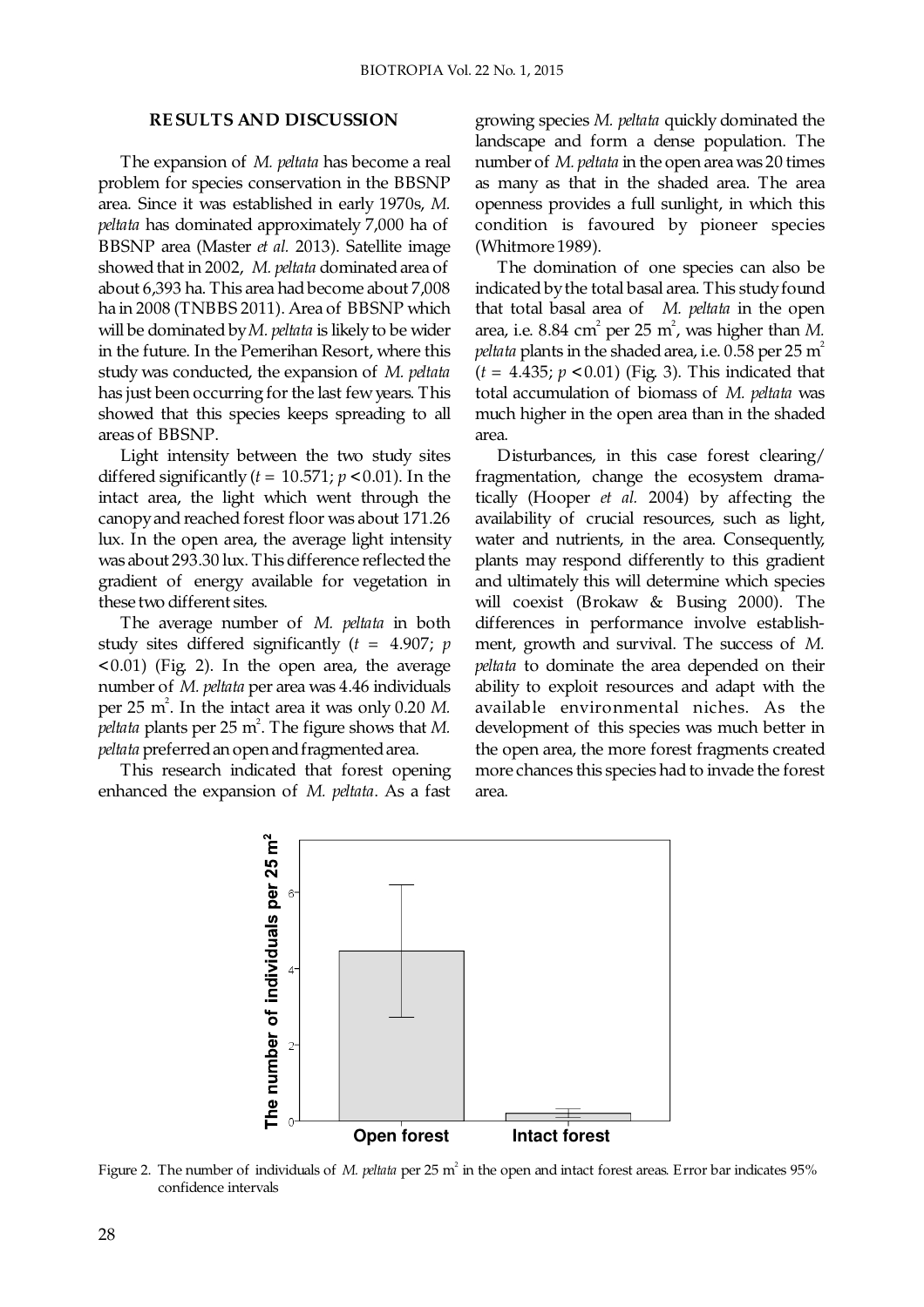## RESULTS AND DISCUSSION

The expansion of *M. peltata* has become a real problem for species conservation in the BBSNP area. Since it was established in early 1970s, *M. peltata* has dominated approximately 7,000 ha of BBSNP area (Master *et al.* 2013). Satellite image showed that in 2002, *M. peltata* dominated area of about 6,393 ha. This area had become about 7,008 ha in 2008 (TNBBS 2011). Area of BBSNP which will be dominated by *M. peltata* is likely to be wider in the future. In the Pemerihan Resort, where this study was conducted, the expansion of *M. peltata* has just been occurring for the last few years. This showed that this species keeps spreading to all areas of BBSNP.

Light intensity between the two study sites differed significantly ($t$ = 10.571; $p < 0.01$). In the intact area, the light which went through the canopy and reached forest floor was about 171.26 lux. In the open area, the average light intensity was about 293.30 lux. This difference reflected the gradient of energy available for vegetation in these two different sites.

The average number of *M. peltata* in both study sites differed significantly ($t$ = 4.907; $p < 0.01$) (Fig. 2). In the open area, the average number of *M. peltata* per area was 4.46 individuals per 25 $m^2$. In the intact area it was only 0.20 *M. peltata* plants per 25 $m^2$. The figure shows that *M. peltata* preferred an open and fragmented area.

This research indicated that forest opening enhanced the expansion of *M. peltata*. As a fast growing species *M. peltata* quickly dominated the landscape and form a dense population. The number of *M. peltata* in the open area was 20 times as many as that in the shaded area. The area openness provides a full sunlight, in which this condition is favoured by pioneer species (Whitmore 1989).

The domination of one species can also be indicated by the total basal area. This study found that total basal area of *M. peltata* in the open area, i.e. 8.84 $cm^2$ per 25 $m^2$, was higher than *M. peltata* plants in the shaded area, i.e. 0.58 per 25 $m^2$ ($t$ = 4.435; $p < 0.01$) (Fig. 3). This indicated that total accumulation of biomass of *M. peltata* was much higher in the open area than in the shaded area.

Disturbances, in this case forest clearing/ fragmentation, change the ecosystem dramatically (Hooper *et al.* 2004) by affecting the availability of crucial resources, such as light, water and nutrients, in the area. Consequently, plants may respond differently to this gradient and ultimately this will determine which species will coexist (Brokaw & Busing 2000). The differences in performance involve establishment, growth and survival. The success of *M. peltata* to dominate the area depended on their ability to exploit resources and adapt with the available environmental niches. As the development of this species was much better in the open area, the more forest fragments created more chances this species had to invade the forest area.

Figure 2. The number of individuals of *M. peltata* per 25 $m^2$ in the open and intact forest areas. Error bar indicates 95% confidence intervals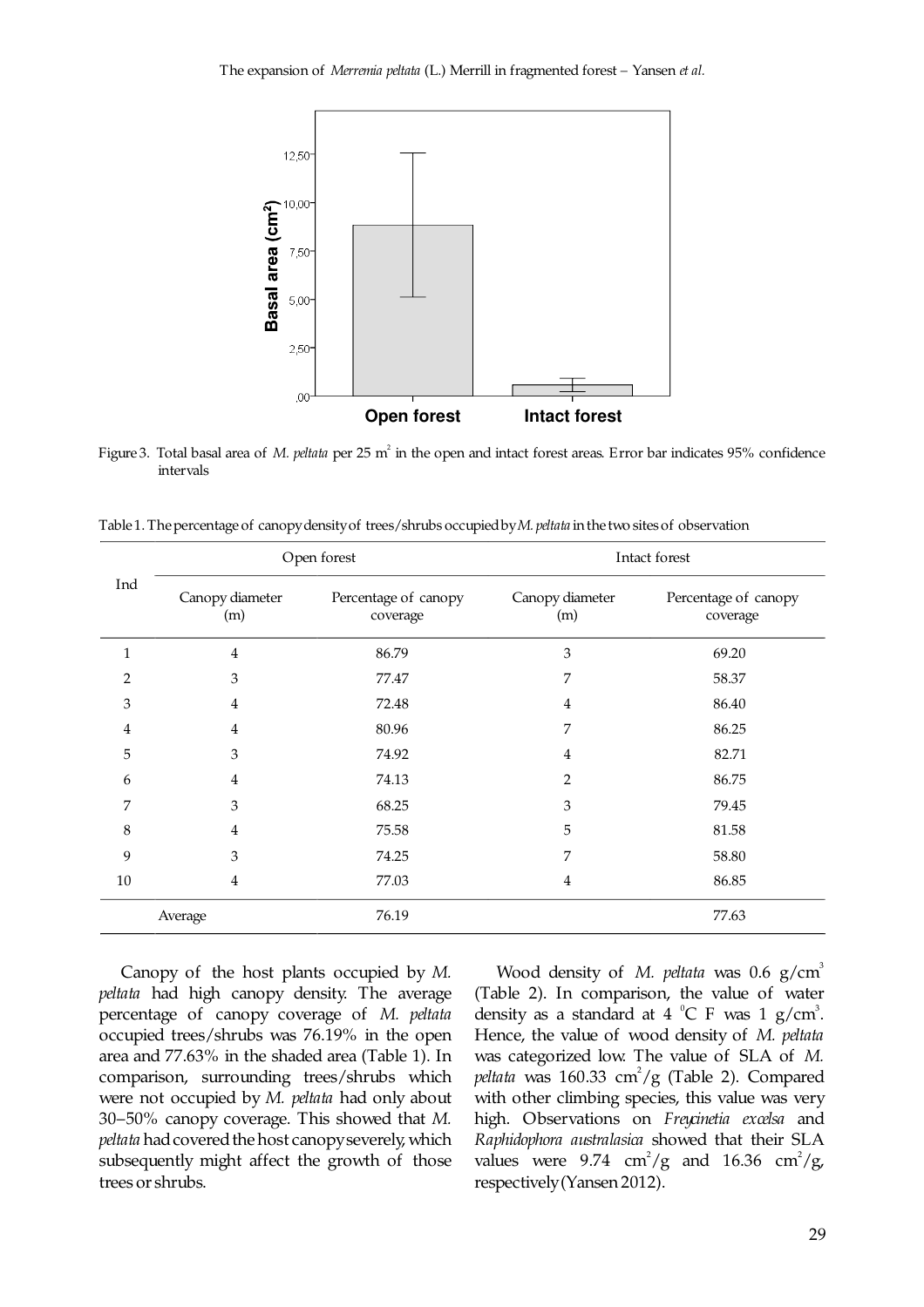Figure 3. Total basal area of *M. peltata* per 25 m$^2$ in the open and intact forest areas. Error bar indicates 95% confidence intervals

Table 1. The percentage of canopy density of trees/shrubs occupied by *M. peltata* in the two sites of observation

| Ind | Open forest | | Intact forest | |
|---|---|---|---|---|
| | Canopy diameter (m) | Percentage of canopy coverage | Canopy diameter (m) | Percentage of canopy coverage |
| 1 | 4 | 86.79 | 3 | 69.20 |
| 2 | 3 | 77.47 | 7 | 58.37 |
| 3 | 4 | 72.48 | 4 | 86.40 |
| 4 | 4 | 80.96 | 7 | 86.25 |
| 5 | 3 | 74.92 | 4 | 82.71 |
| 6 | 4 | 74.13 | 2 | 86.75 |
| 7 | 3 | 68.25 | 3 | 79.45 |
| 8 | 4 | 75.58 | 5 | 81.58 |
| 9 | 3 | 74.25 | 7 | 58.80 |
| 10 | 4 | 77.03 | 4 | 86.85 |
| | Average | 76.19 | | 77.63 |

Canopy of the host plants occupied by *M. peltata* had high canopy density. The average percentage of canopy coverage of *M. peltata* occupied trees/shrubs was 76.19% in the open area and 77.63% in the shaded area (Table 1). In comparison, surrounding trees/shrubs which were not occupied by *M. peltata* had only about 30–50% canopy coverage. This showed that *M. peltata* had covered the host canopy severely, which subsequently might affect the growth of those trees or shrubs.

Wood density of *M. peltata* was 0.6 g/cm$^3$ (Table 2). In comparison, the value of water density as a standard at 4 $^0$C F was 1 g/cm$^3$. Hence, the value of wood density of *M. peltata* was categorized low. The value of SLA of *M. peltata* was 160.33 cm$^2$/g (Table 2). Compared with other climbing species, this value was very high. Observations on *Freycinetia excelsa* and *Raphidophora australasica* showed that their SLA values were 9.74 cm$^2$/g and 16.36 cm$^2$/g, respectively (Yansen 2012).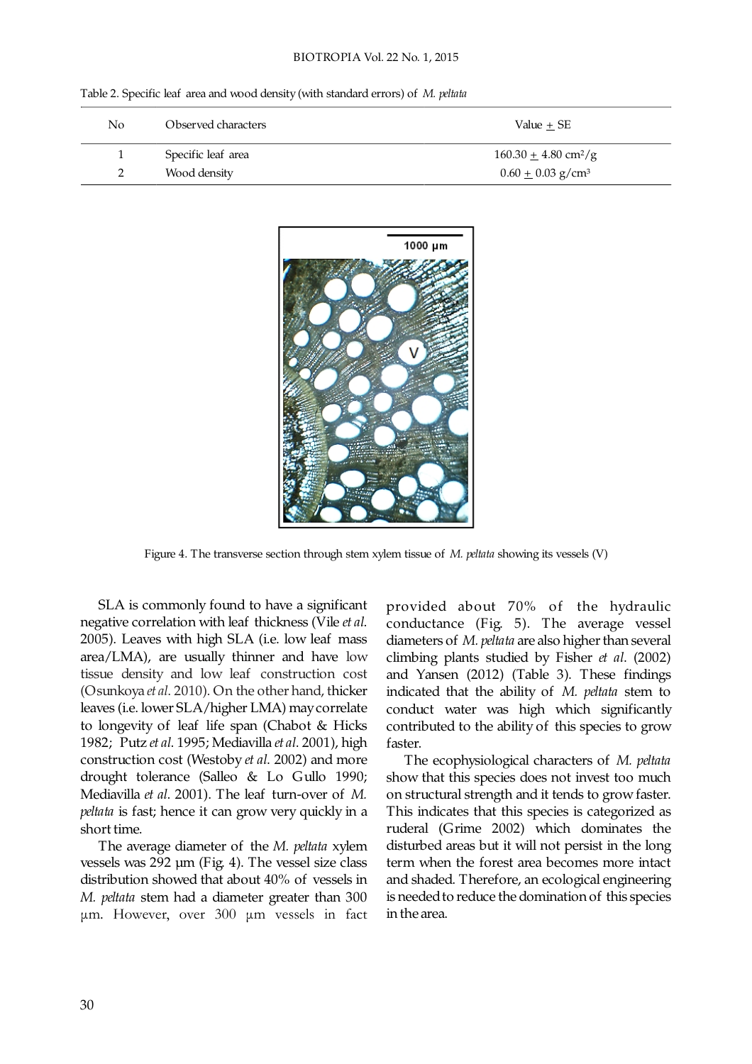Table 2. Specific leaf area and wood density (with standard errors) of *M. peltata*

| No | Observed characters | Value + SE |
|---|---|---|
| 1 | Specific leaf area | $160.30 \pm 4.80$ cm²/g |
| 2 | Wood density | $0.60 \pm 0.03$ g/cm³ |

Figure 4. The transverse section through stem xylem tissue of *M. peltata* showing its vessels (V)

SLA is commonly found to have a significant negative correlation with leaf thickness (Vile *et al*. 2005). Leaves with high SLA (i.e. low leaf mass area/LMA), are usually thinner and have low tissue density and low leaf construction cost (Osunkoya *et al*. 2010). On the other hand, thicker leaves (i.e. lower SLA/higher LMA) may correlate to longevity of leaf life span (Chabot & Hicks 1982; Putz *et al*. 1995; Mediavilla *et al*. 2001), high construction cost (Westoby *et al*. 2002) and more drought tolerance (Salleo & Lo Gullo 1990; Mediavilla *et al*. 2001). The leaf turn-over of *M. peltata* is fast; hence it can grow very quickly in a short time.

The average diameter of the *M. peltata* xylem vessels was 292 µm (Fig. 4). The vessel size class distribution showed that about 40% of vessels in *M. peltata* stem had a diameter greater than 300 µm. However, over 300 µm vessels in fact provided about 70% of the hydraulic conductance (Fig. 5). The average vessel diameters of *M. peltata* are also higher than several climbing plants studied by Fisher *et al*. (2002) and Yansen (2012) (Table 3). These findings indicated that the ability of *M. peltata* stem to conduct water was high which significantly contributed to the ability of this species to grow faster.

The ecophysiological characters of *M. peltata* show that this species does not invest too much on structural strength and it tends to grow faster. This indicates that this species is categorized as ruderal (Grime 2002) which dominates the disturbed areas but it will not persist in the long term when the forest area becomes more intact and shaded. Therefore, an ecological engineering is needed to reduce the domination of this species in the area.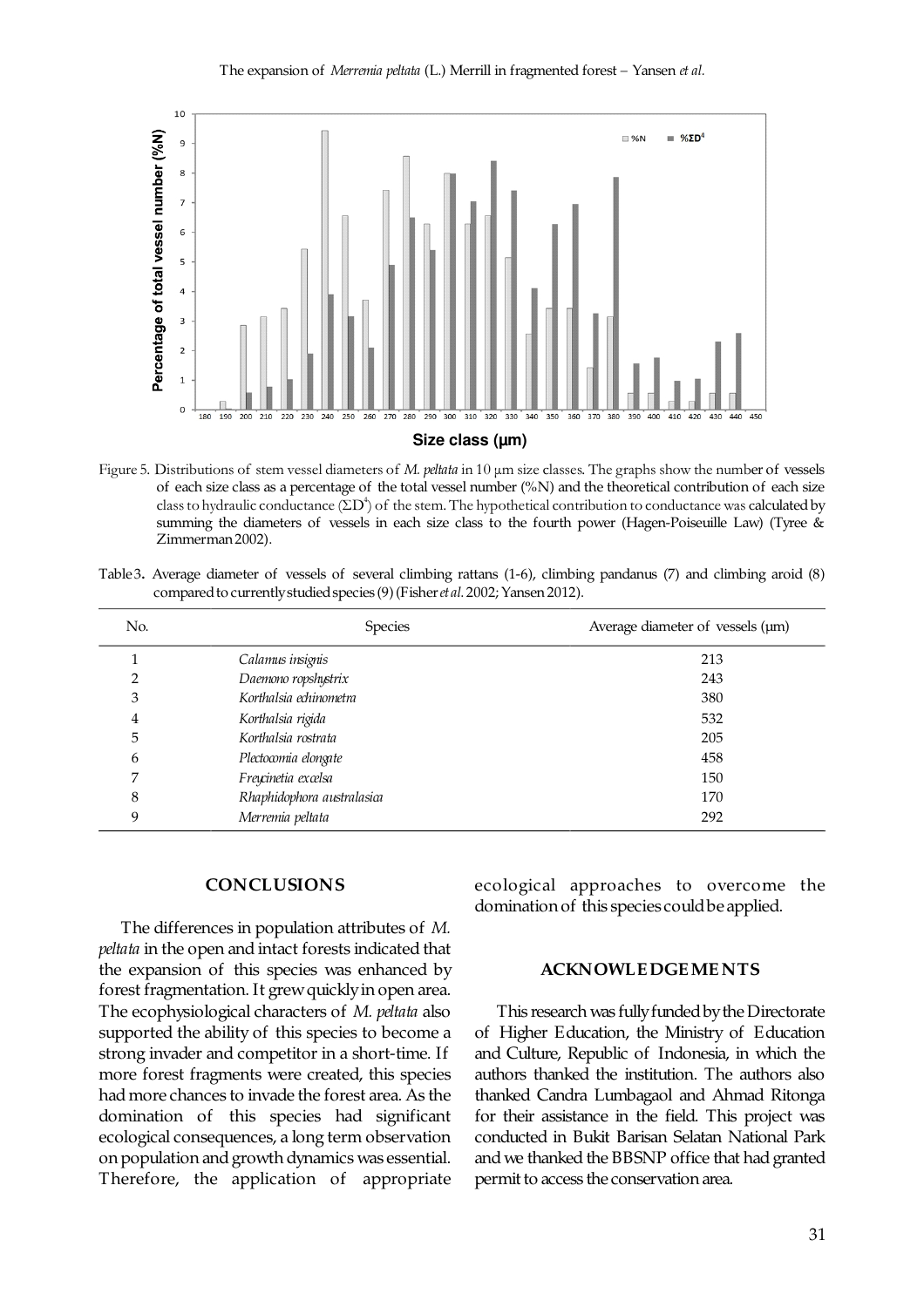Figure 5. Distributions of stem vessel diameters of *M. peltata* in 10 µm size classes. The graphs show the number of vessels of each size class as a percentage of the total vessel number (%N) and the theoretical contribution of each size class to hydraulic conductance ($\Sigma D^4$) of the stem. The hypothetical contribution to conductance was calculated by summing the diameters of vessels in each size class to the fourth power (Hagen-Poiseuille Law) (Tyree & Zimmerman 2002).

Table 3. Average diameter of vessels of several climbing rattans (1-6), climbing pandanus (7) and climbing aroid (8) compared to currently studied species (9) (Fisher *et al.* 2002; Yansen 2012).

| No. | Species | Average diameter of vessels (µm) |
|---|---|---|
| 1 | *Calamus insignis* | 213 |
| 2 | *Daemono ropshystrix* | 243 |
| 3 | *Korthalsia echinometra* | 380 |
| 4 | *Korthalsia rigida* | 532 |
| 5 | *Korthalsia rostrata* | 205 |
| 6 | *Plectocomia elongate* | 458 |
| 7 | *Freycinetia excelsa* | 150 |
| 8 | *Rhaphidophora australasica* | 170 |
| 9 | *Merremia peltata* | 292 |

## CONCLUSIONS

The differences in population attributes of *M. peltata* in the open and intact forests indicated that the expansion of this species was enhanced by forest fragmentation. It grew quickly in open area. The ecophysiological characters of *M. peltata* also supported the ability of this species to become a strong invader and competitor in a short-time. If more forest fragments were created, this species had more chances to invade the forest area. As the domination of this species had significant ecological consequences, a long term observation on population and growth dynamics was essential. Therefore, the application of appropriate ecological approaches to overcome the domination of this species could be applied.

## ACKNOWLEDGEMENTS

This research was fully funded by the Directorate of Higher Education, the Ministry of Education and Culture, Republic of Indonesia, in which the authors thanked the institution. The authors also thanked Candra Lumbagaol and Ahmad Ritonga for their assistance in the field. This project was conducted in Bukit Barisan Selatan National Park and we thanked the BBSNP office that had granted permit to access the conservation area.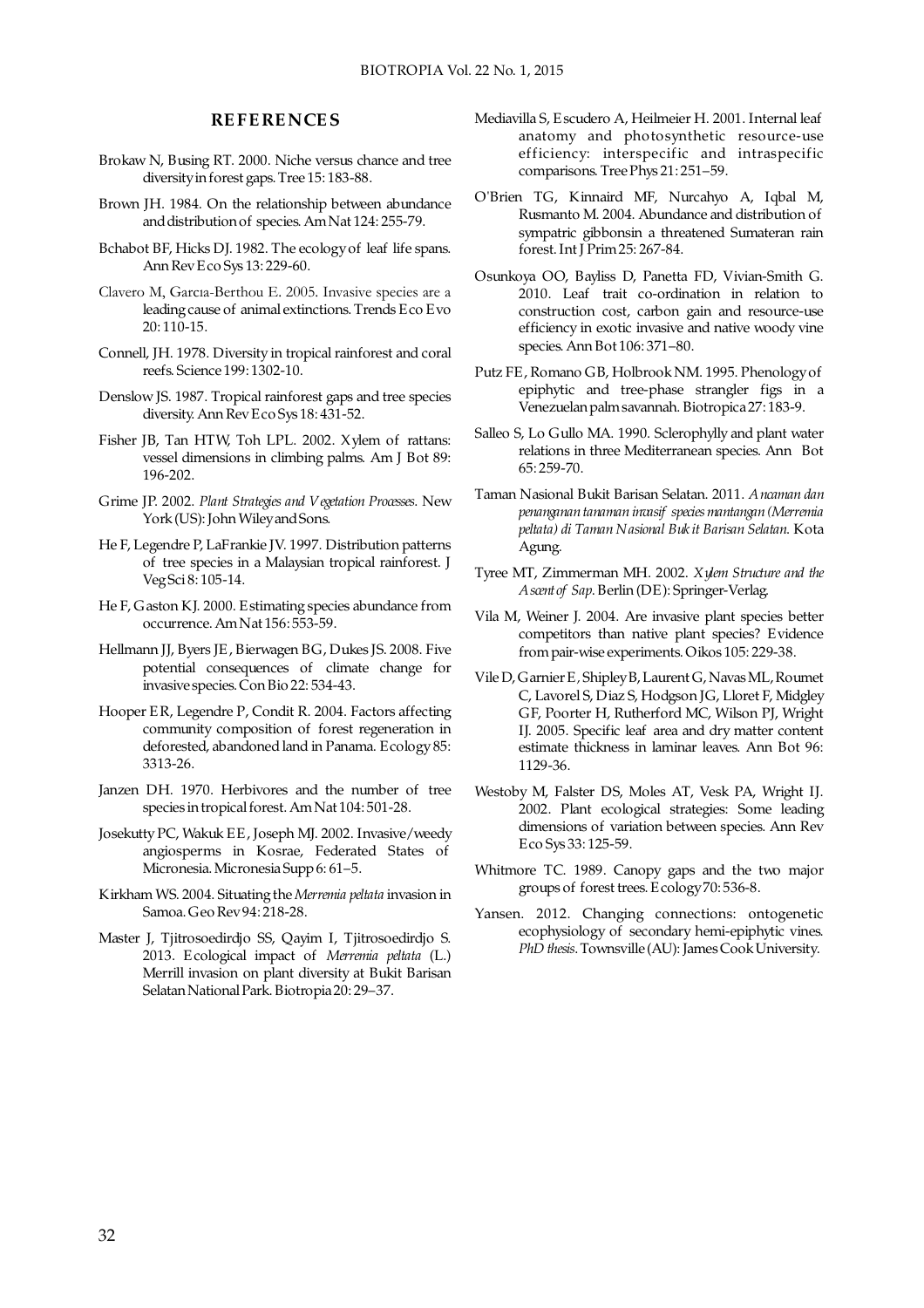## REFERENCES

Brokaw N, Busing RT. 2000. Niche versus chance and tree diversity in forest gaps. Tree 15: 183-88.

Brown JH. 1984. On the relationship between abundance and distribution of species. Am Nat 124: 255-79.

Bchabot BF, Hicks DJ. 1982. The ecology of leaf life spans. Ann Rev Eco Sys 13: 229-60.

Clavero M, Garcıa-Berthou E. 2005. Invasive species are a leading cause of animal extinctions. Trends Eco Evo 20: 110-15.

Connell, JH. 1978. Diversity in tropical rainforest and coral reefs. Science 199: 1302-10.

Denslow JS. 1987. Tropical rainforest gaps and tree species diversity. Ann Rev Eco Sys 18: 431-52.

Fisher JB, Tan HTW, Toh LPL. 2002. Xylem of rattans: vessel dimensions in climbing palms. Am J Bot 89: 196-202.

Grime JP. 2002. *Plant Strategies and Vegetation Processes*. New York (US): John Wiley and Sons.

He F, Legendre P, LaFrankie JV. 1997. Distribution patterns of tree species in a Malaysian tropical rainforest. J Veg Sci 8: 105-14.

He F, Gaston KJ. 2000. Estimating species abundance from occurrence. Am Nat 156: 553-59.

Hellmann JJ, Byers JE, Bierwagen BG, Dukes JS. 2008. Five potential consequences of climate change for invasive species. Con Bio 22: 534-43.

Hooper ER, Legendre P, Condit R. 2004. Factors affecting community composition of forest regeneration in deforested, abandoned land in Panama. Ecology 85: 3313-26.

Janzen DH. 1970. Herbivores and the number of tree species in tropical forest. Am Nat 104: 501-28.

Josekutty PC, Wakuk EE, Joseph MJ. 2002. Invasive/weedy angiosperms in Kosrae, Federated States of Micronesia. Micronesia Supp 6: 61–5.

Kirkham WS. 2004. Situating the *Merremia peltata* invasion in Samoa. Geo Rev 94: 218-28.

Master J, Tjitrosoedirdjo SS, Qayim I, Tjitrosoedirdjo S. 2013. Ecological impact of *Merremia peltata* (L.) Merrill invasion on plant diversity at Bukit Barisan Selatan National Park. Biotropia 20: 29–37.

Mediavilla S, Escudero A, Heilmeier H. 2001. Internal leaf anatomy and photosynthetic resource-use efficiency: interspecific and intraspecific comparisons. Tree Phys 21: 251–59.

O'Brien TG, Kinnaird MF, Nurcahyo A, Iqbal M, Rusmanto M. 2004. Abundance and distribution of sympatric gibbonsin a threatened Sumateran rain forest. Int J Prim 25: 267-84.

Osunkoya OO, Bayliss D, Panetta FD, Vivian-Smith G. 2010. Leaf trait co-ordination in relation to construction cost, carbon gain and resource-use efficiency in exotic invasive and native woody vine species. Ann Bot 106: 371–80.

Putz FE, Romano GB, Holbrook NM. 1995. Phenology of epiphytic and tree-phase strangler figs in a Venezuelan palm savannah. Biotropica 27: 183-9.

Salleo S, Lo Gullo MA. 1990. Sclerophylly and plant water relations in three Mediterranean species. Ann Bot 65: 259-70.

Taman Nasional Bukit Barisan Selatan. 2011. *Ancaman dan penanganan tanaman invasif species mantangan (Merremia peltata) di Taman Nasional Bukit Barisan Selatan*. Kota Agung.

Tyree MT, Zimmerman MH. 2002. *Xylem Structure and the Ascent of Sap*. Berlin (DE): Springer-Verlag.

Vila M, Weiner J. 2004. Are invasive plant species better competitors than native plant species? Evidence from pair-wise experiments. Oikos 105: 229-38.

Vile D, Garnier E, Shipley B, Laurent G, Navas ML, Roumet C, Lavorel S, Diaz S, Hodgson JG, Lloret F, Midgley GF, Poorter H, Rutherford MC, Wilson PJ, Wright IJ. 2005. Specific leaf area and dry matter content estimate thickness in laminar leaves. Ann Bot 96: 1129-36.

Westoby M, Falster DS, Moles AT, Vesk PA, Wright IJ. 2002. Plant ecological strategies: Some leading dimensions of variation between species. Ann Rev Eco Sys 33: 125-59.

Whitmore TC. 1989. Canopy gaps and the two major groups of forest trees. Ecology 70: 536-8.

Yansen. 2012. Changing connections: ontogenetic ecophysiology of secondary hemi-epiphytic vines. *PhD thesis*. Townsville (AU): James Cook University.